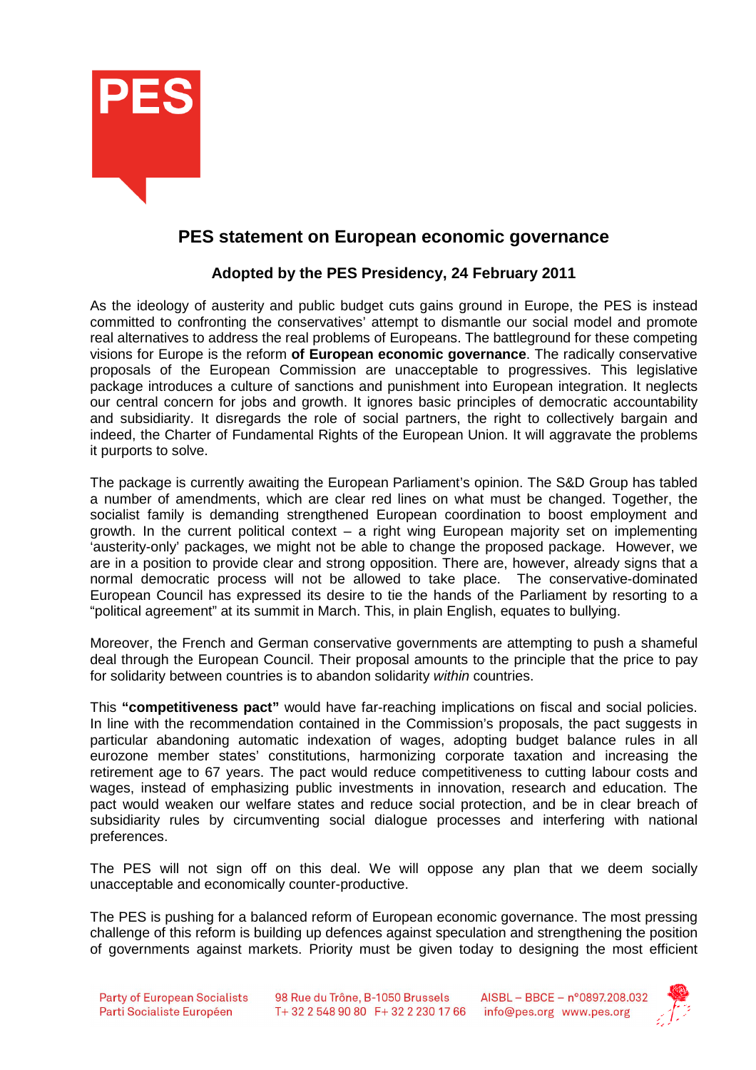PES

# PES statement on European economic governance

### Adopted by the PES Presidency, 24 February 2011

As the ideology of austerity and public budget cuts gains ground in Europe, the PES is instead committed to confronting the conservatives' attempt to dismantle our social model and promote real alternatives to address the real problems of Europeans. The battleground for these competing visions for Europe is the reform **of European economic governance**. The radically conservative proposals of the European Commission are unacceptable to progressives. This legislative package introduces a culture of sanctions and punishment into European integration. It neglects our central concern for jobs and growth. It ignores basic principles of democratic accountability and subsidiarity. It disregards the role of social partners, the right to collectively bargain and indeed, the Charter of Fundamental Rights of the European Union. It will aggravate the problems it purports to solve.

The package is currently awaiting the European Parliament's opinion. The S&D Group has tabled a number of amendments, which are clear red lines on what must be changed. Together, the socialist family is demanding strengthened European coordination to boost employment and growth. In the current political context – a right wing European majority set on implementing 'austerity-only' packages, we might not be able to change the proposed package. However, we are in a position to provide clear and strong opposition. There are, however, already signs that a normal democratic process will not be allowed to take place. The conservative-dominated European Council has expressed its desire to tie the hands of the Parliament by resorting to a "political agreement" at its summit in March. This, in plain English, equates to bullying.

Moreover, the French and German conservative governments are attempting to push a shameful deal through the European Council. Their proposal amounts to the principle that the price to pay for solidarity between countries is to abandon solidarity *within* countries.

This **"competitiveness pact"** would have far-reaching implications on fiscal and social policies. In line with the recommendation contained in the Commission's proposals, the pact suggests in particular abandoning automatic indexation of wages, adopting budget balance rules in all eurozone member states' constitutions, harmonizing corporate taxation and increasing the retirement age to 67 years. The pact would reduce competitiveness to cutting labour costs and wages, instead of emphasizing public investments in innovation, research and education. The pact would weaken our welfare states and reduce social protection, and be in clear breach of subsidiarity rules by circumventing social dialogue processes and interfering with national preferences.

The PES will not sign off on this deal. We will oppose any plan that we deem socially unacceptable and economically counter-productive.

The PES is pushing for a balanced reform of European economic governance. The most pressing challenge of this reform is building up defences against speculation and strengthening the position of governments against markets. Priority must be given today to designing the most efficient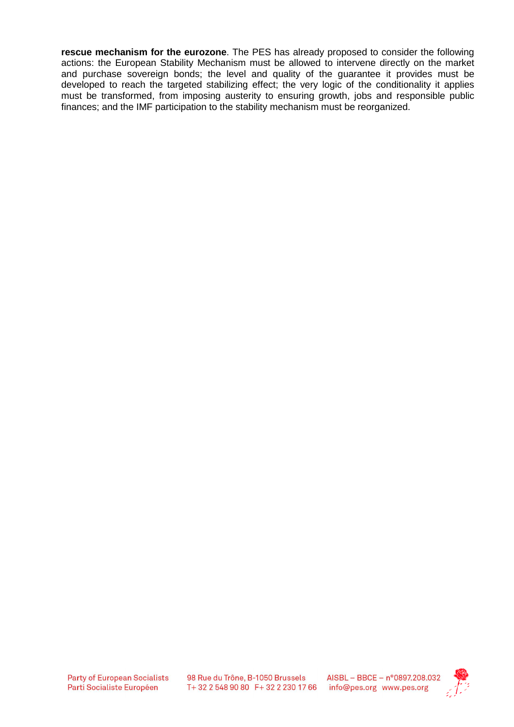**rescue mechanism for the eurozone**. The PES has already proposed to consider the following actions: the European Stability Mechanism must be allowed to intervene directly on the market and purchase sovereign bonds; the level and quality of the guarantee it provides must be developed to reach the targeted stabilizing effect; the very logic of the conditionality it applies must be transformed, from imposing austerity to ensuring growth, jobs and responsible public finances; and the IMF participation to the stability mechanism must be reorganized.